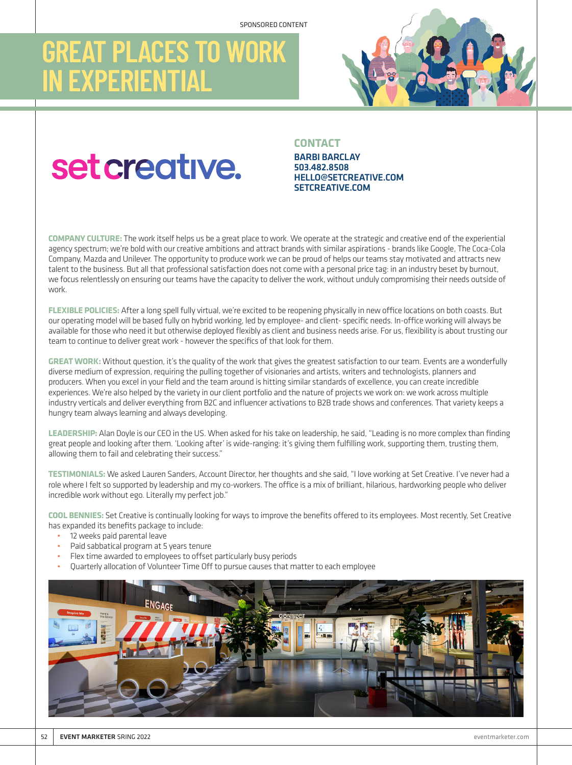SPONSORED CONTENT

# GREAT PLACES TO WORK IN EXPERIENTIAL

## set creative.

**CONTACT**

**BARBI BARCLAY**
**503.482.8508**
**HELLO@SETCREATIVE.COM**
**SETCREATIVE.COM**

**COMPANY CULTURE:** The work itself helps us be a great place to work. We operate at the strategic and creative end of the experiential agency spectrum; we're bold with our creative ambitions and attract brands with similar aspirations - brands like Google, The Coca-Cola Company, Mazda and Unilever. The opportunity to produce work we can be proud of helps our teams stay motivated and attracts new talent to the business. But all that professional satisfaction does not come with a personal price tag: in an industry beset by burnout, we focus relentlessly on ensuring our teams have the capacity to deliver the work, without unduly compromising their needs outside of work.

**FLEXIBLE POLICIES:** After a long spell fully virtual, we're excited to be reopening physically in new office locations on both coasts. But our operating model will be based fully on hybrid working, led by employee- and client- specific needs. In-office working will always be available for those who need it but otherwise deployed flexibly as client and business needs arise. For us, flexibility is about trusting our team to continue to deliver great work - however the specifics of that look for them.

**GREAT WORK:** Without question, it's the quality of the work that gives the greatest satisfaction to our team. Events are a wonderfully diverse medium of expression, requiring the pulling together of visionaries and artists, writers and technologists, planners and producers. When you excel in your field and the team around is hitting similar standards of excellence, you can create incredible experiences. We're also helped by the variety in our client portfolio and the nature of projects we work on: we work across multiple industry verticals and deliver everything from B2C and influencer activations to B2B trade shows and conferences. That variety keeps a hungry team always learning and always developing.

**LEADERSHIP:** Alan Doyle is our CEO in the US. When asked for his take on leadership, he said, "Leading is no more complex than finding great people and looking after them. 'Looking after' is wide-ranging: it's giving them fulfilling work, supporting them, trusting them, allowing them to fail and celebrating their success."

**TESTIMONIALS:** We asked Lauren Sanders, Account Director, her thoughts and she said, "I love working at Set Creative. I've never had a role where I felt so supported by leadership and my co-workers. The office is a mix of brilliant, hilarious, hardworking people who deliver incredible work without ego. Literally my perfect job."

**COOL BENNIES:** Set Creative is continually looking for ways to improve the benefits offered to its employees. Most recently, Set Creative has expanded its benefits package to include:

- 12 weeks paid parental leave
- Paid sabbatical program at 5 years tenure
- Flex time awarded to employees to offset particularly busy periods
- Quarterly allocation of Volunteer Time Off to pursue causes that matter to each employee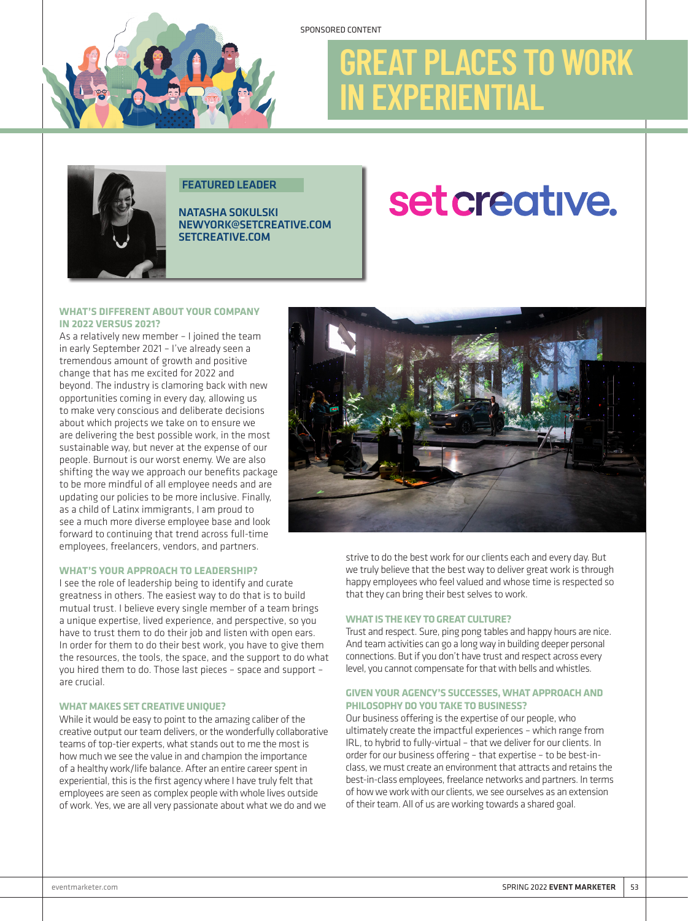SPONSORED CONTENT

# GREAT PLACES TO WORK IN EXPERIENTIAL

**FEATURED LEADER**

**NATASHA SOKULSKI**
**NEWYORK@SETCREATIVE.COM**
**SETCREATIVE.COM**

set creative.

### WHAT'S DIFFERENT ABOUT YOUR COMPANY IN 2022 VERSUS 2021?

As a relatively new member – I joined the team in early September 2021 – I've already seen a tremendous amount of growth and positive change that has me excited for 2022 and beyond. The industry is clamoring back with new opportunities coming in every day, allowing us to make very conscious and deliberate decisions about which projects we take on to ensure we are delivering the best possible work, in the most sustainable way, but never at the expense of our people. Burnout is our worst enemy. We are also shifting the way we approach our benefits package to be more mindful of all employee needs and are updating our policies to be more inclusive. Finally, as a child of Latinx immigrants, I am proud to see a much more diverse employee base and look forward to continuing that trend across full-time employees, freelancers, vendors, and partners.

### WHAT'S YOUR APPROACH TO LEADERSHIP?

I see the role of leadership being to identify and curate greatness in others. The easiest way to do that is to build mutual trust. I believe every single member of a team brings a unique expertise, lived experience, and perspective, so you have to trust them to do their job and listen with open ears. In order for them to do their best work, you have to give them the resources, the tools, the space, and the support to do what you hired them to do. Those last pieces – space and support – are crucial.

### WHAT MAKES SET CREATIVE UNIQUE?

While it would be easy to point to the amazing caliber of the creative output our team delivers, or the wonderfully collaborative teams of top-tier experts, what stands out to me the most is how much we see the value in and champion the importance of a healthy work/life balance. After an entire career spent in experiential, this is the first agency where I have truly felt that employees are seen as complex people with whole lives outside of work. Yes, we are all very passionate about what we do and we strive to do the best work for our clients each and every day. But we truly believe that the best way to deliver great work is through happy employees who feel valued and whose time is respected so that they can bring their best selves to work.

### WHAT IS THE KEY TO GREAT CULTURE?

Trust and respect. Sure, ping pong tables and happy hours are nice. And team activities can go a long way in building deeper personal connections. But if you don't have trust and respect across every level, you cannot compensate for that with bells and whistles.

### GIVEN YOUR AGENCY'S SUCCESSES, WHAT APPROACH AND PHILOSOPHY DO YOU TAKE TO BUSINESS?

Our business offering is the expertise of our people, who ultimately create the impactful experiences – which range from IRL, to hybrid to fully-virtual – that we deliver for our clients. In order for our business offering – that expertise – to be best-in-class, we must create an environment that attracts and retains the best-in-class employees, freelance networks and partners. In terms of how we work with our clients, we see ourselves as an extension of their team. All of us are working towards a shared goal.